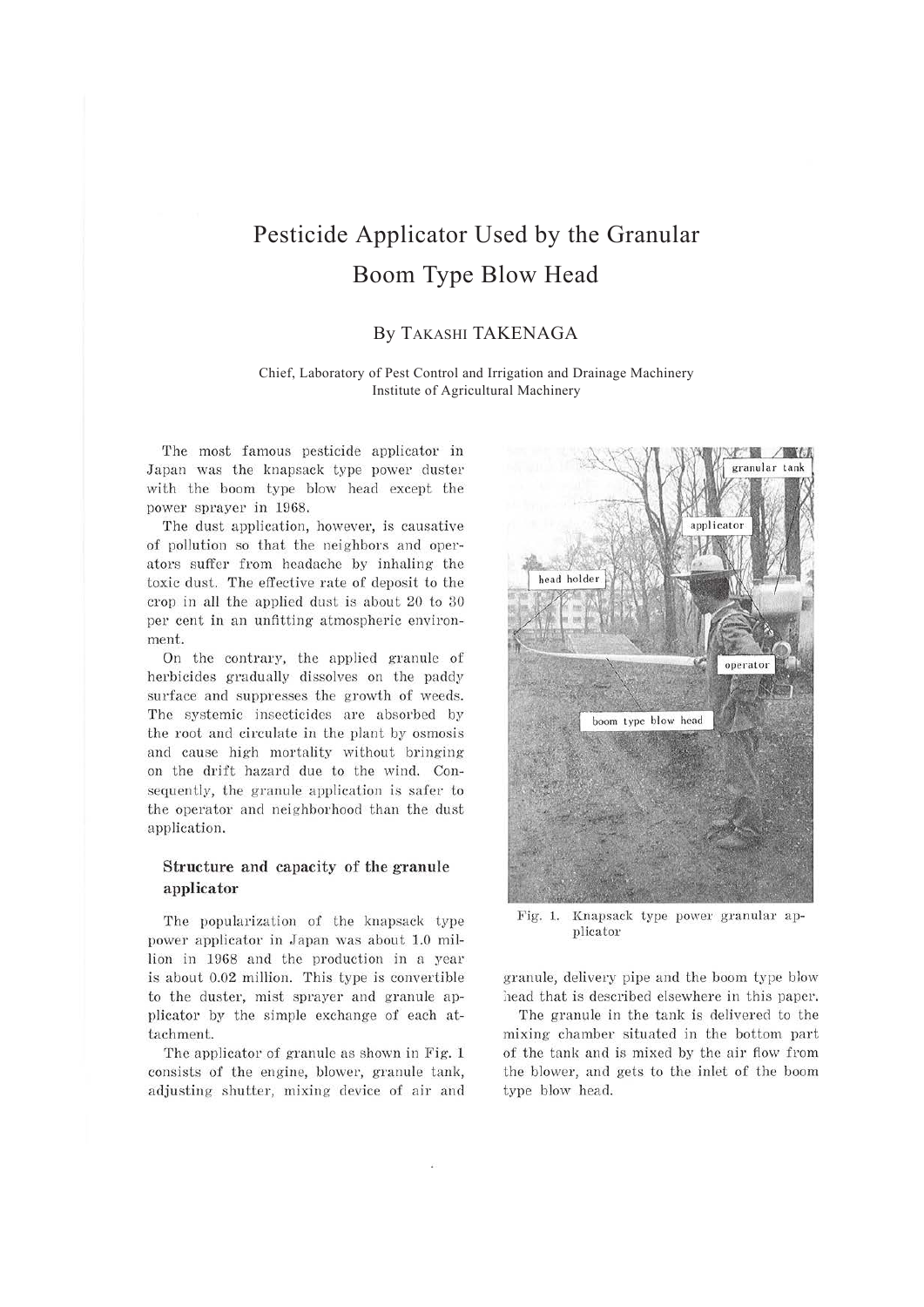# Pesticide Applicator Used by the Granular Boom Type Blow Head

By TAKASHI TAKENAGA

Chief, Laboratory of Pest Control and Irrigation and Drainage Machinery
Institute of Agricultural Machinery

The most famous pesticide applicator in Japan was the knapsack type power duster with the boom type blow head except the power sprayer in 1968.

The dust application, however, is causative of pollution so that the neighbors and operators suffer from headache by inhaling the toxic dust. The effective rate of deposit to the crop in all the applied dust is about 20 to 30 per cent in an unfitting atmospheric environment.

On the contrary, the applied granule of herbicides gradually dissolves on the paddy surface and suppresses the growth of weeds. The systemic insecticides are absorbed by the root and circulate in the plant by osmosis and cause high mortality without bringing on the drift hazard due to the wind. Consequently, the granule application is safer to the operator and neighborhood than the dust application.

## Structure and capacity of the granule applicator

The popularization of the knapsack type power applicator in Japan was about 1.0 million in 1968 and the production in a year is about 0.02 million. This type is convertible to the duster, mist sprayer and granule applicator by the simple exchange of each attachment.

The applicator of granule as shown in Fig. 1 consists of the engine, blower, granule tank, adjusting shutter, mixing device of air and granule, delivery pipe and the boom type blow head that is described elsewhere in this paper.

Fig. 1. Knapsack type power granular applicator

The granule in the tank is delivered to the mixing chamber situated in the bottom part of the tank and is mixed by the air flow from the blower, and gets to the inlet of the boom type blow head.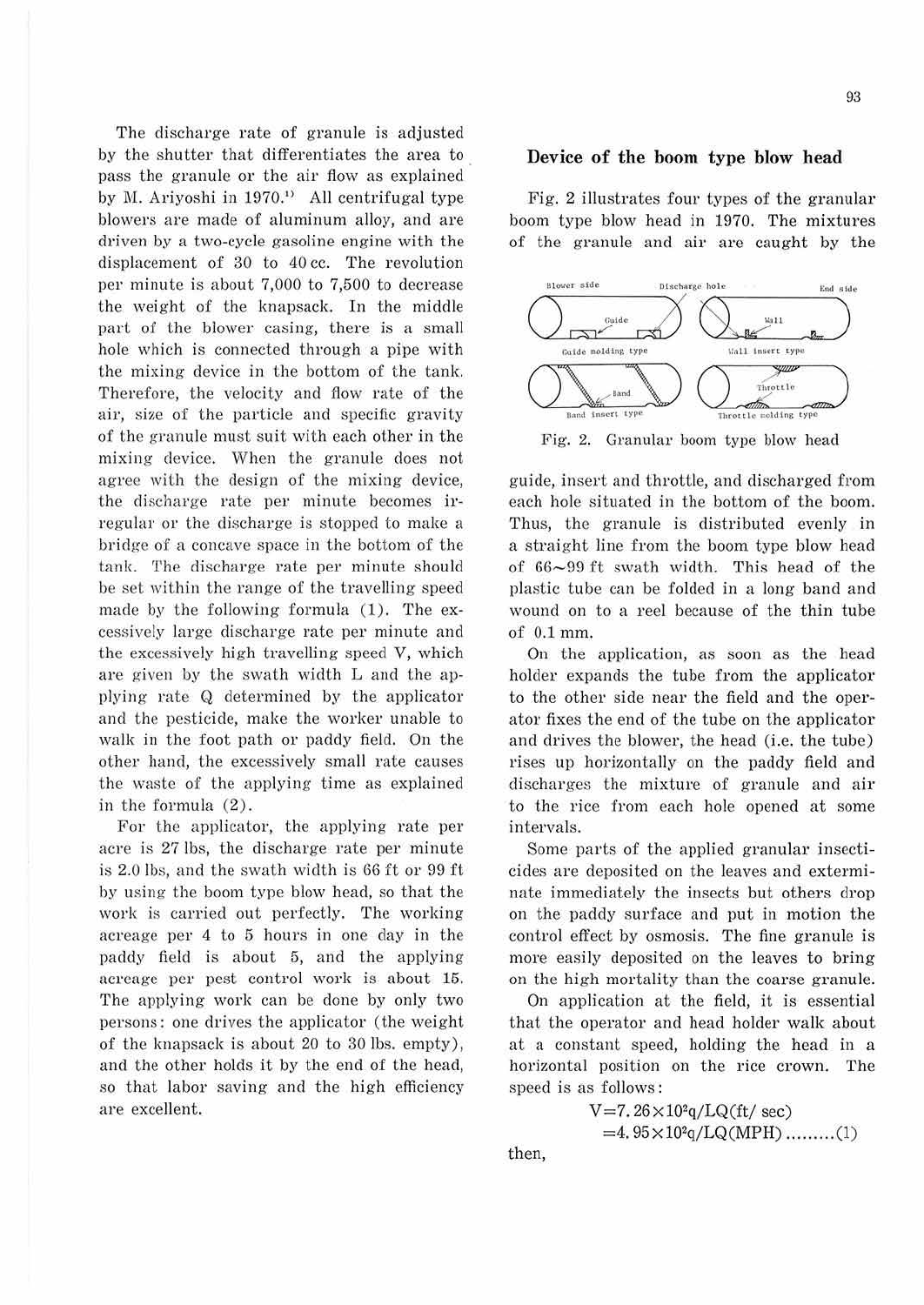The discharge rate of granule is adjusted by the shutter that differentiates the area to pass the granule or the air flow as explained by M. Ariyoshi in 1970.[1] All centrifugal type blowers are made of aluminum alloy, and are driven by a two-cycle gasoline engine with the displacement of 30 to 40 cc. The revolution per minute is about 7,000 to 7,500 to decrease the weight of the knapsack. In the middle part of the blower casing, there is a small hole which is connected through a pipe with the mixing device in the bottom of the tank. Therefore, the velocity and flow rate of the air, size of the particle and specific gravity of the granule must suit with each other in the mixing device. When the granule does not agree with the design of the mixing device, the discharge rate per minute becomes irregular or the discharge is stopped to make a bridge of a concave space in the bottom of the tank. The discharge rate per minute should be set within the range of the travelling speed made by the following formula (1). The excessively large discharge rate per minute and the excessively high travelling speed V, which are given by the swath width L and the applying rate Q determined by the applicator and the pesticide, make the worker unable to walk in the foot path or paddy field. On the other hand, the excessively small rate causes the waste of the applying time as explained in the formula (2).

For the applicator, the applying rate per acre is 27 lbs, the discharge rate per minute is 2.0 lbs, and the swath width is 66 ft or 99 ft by using the boom type blow head, so that the work is carried out perfectly. The working acreage per 4 to 5 hours in one day in the paddy field is about 5, and the applying acreage per pest control work is about 15. The applying work can be done by only two persons: one drives the applicator (the weight of the knapsack is about 20 to 30 lbs. empty), and the other holds it by the end of the head, so that labor saving and the high efficiency are excellent.

## Device of the boom type blow head

Fig. 2 illustrates four types of the granular boom type blow head in 1970. The mixtures of the granule and air are caught by the guide, insert and throttle, and discharged from each hole situated in the bottom of the boom. Thus, the granule is distributed evenly in a straight line from the boom type blow head of 66~99 ft swath width. This head of the plastic tube can be folded in a long band and wound on to a reel because of the thin tube of 0.1 mm.

Fig. 2. Granular boom type blow head

On the application, as soon as the head holder expands the tube from the applicator to the other side near the field and the operator fixes the end of the tube on the applicator and drives the blower, the head (i.e. the tube) rises up horizontally on the paddy field and discharges the mixture of granule and air to the rice from each hole opened at some intervals.

Some parts of the applied granular insecticides are deposited on the leaves and exterminate immediately the insects but others drop on the paddy surface and put in motion the control effect by osmosis. The fine granule is more easily deposited on the leaves to bring on the high mortality than the coarse granule.

On application at the field, it is essential that the operator and head holder walk about at a constant speed, holding the head in a horizontal position on the rice crown. The speed is as follows:

$$V = 7.26 \times 10^2 q / LQ \text{(ft/ sec)}$$
$$= 4.95 \times 10^2 q / LQ \text{(MPH)} \qquad \text{.........(1)}$$

then,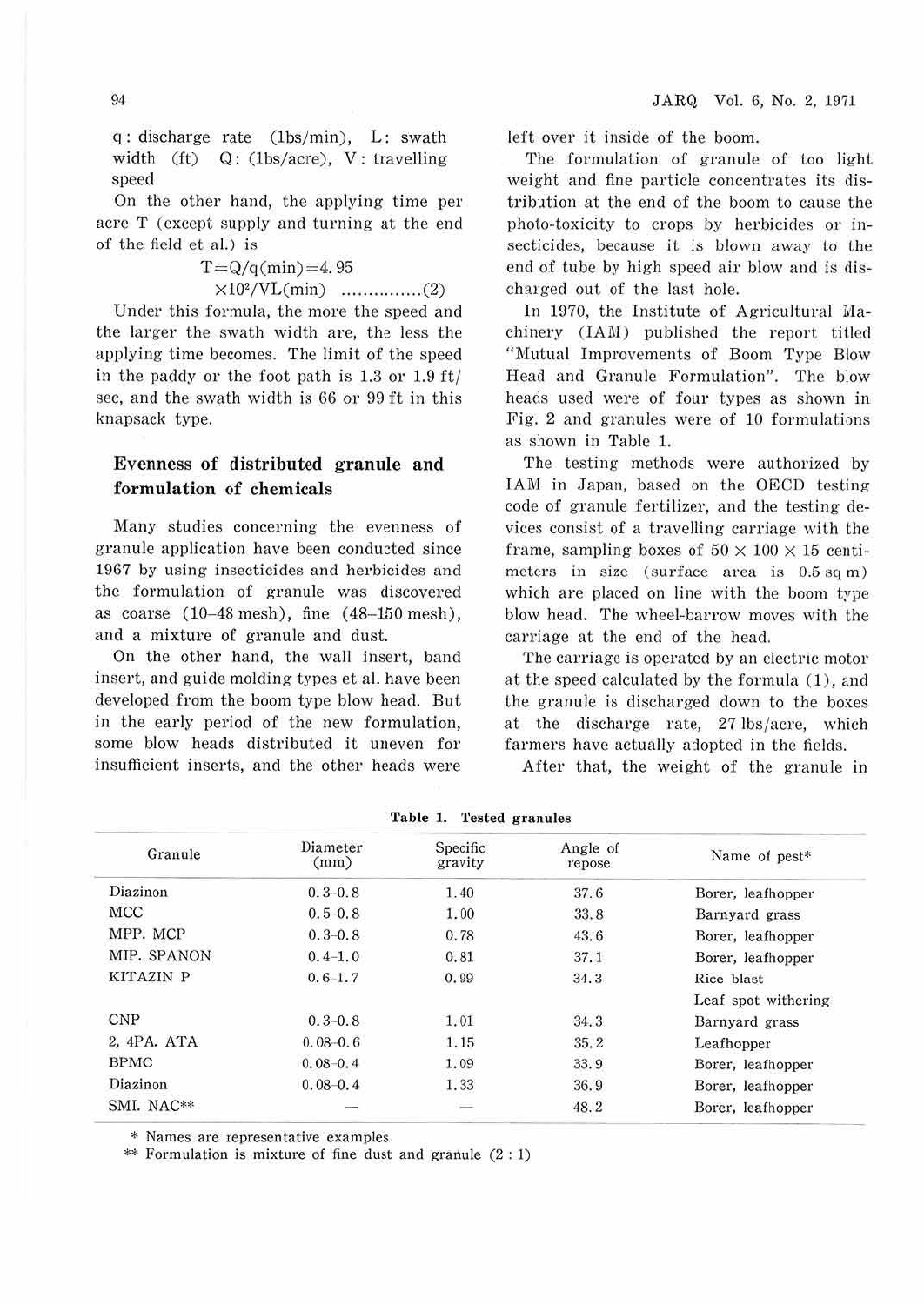q: discharge rate (lbs/min), L: swath width (ft) Q: (lbs/acre), V: travelling speed

On the other hand, the applying time per acre T (except supply and turning at the end of the field et al.) is

$$T = Q/q(\text{min}) = 4.95 \times 10^2/VL(\text{min}) \quad \text{..............(2)}$$

Under this formula, the more the speed and the larger the swath width are, the less the applying time becomes. The limit of the speed in the paddy or the foot path is 1.3 or 1.9 ft/sec, and the swath width is 66 or 99 ft in this knapsack type.

## Evenness of distributed granule and formulation of chemicals

Many studies concerning the evenness of granule application have been conducted since 1967 by using insecticides and herbicides and the formulation of granule was discovered as coarse (10–48 mesh), fine (48–150 mesh), and a mixture of granule and dust.

On the other hand, the wall insert, band insert, and guide molding types et al. have been developed from the boom type blow head. But in the early period of the new formulation, some blow heads distributed it uneven for insufficient inserts, and the other heads were left over it inside of the boom.

The formulation of granule of too light weight and fine particle concentrates its distribution at the end of the boom to cause the photo-toxicity to crops by herbicides or insecticides, because it is blown away to the end of tube by high speed air blow and is discharged out of the last hole.

In 1970, the Institute of Agricultural Machinery (IAM) published the report titled "Mutual Improvements of Boom Type Blow Head and Granule Formulation". The blow heads used were of four types as shown in Fig. 2 and granules were of 10 formulations as shown in Table 1.

The testing methods were authorized by IAM in Japan, based on the OECD testing code of granule fertilizer, and the testing devices consist of a travelling carriage with the frame, sampling boxes of 50 × 100 × 15 centimeters in size (surface area is 0.5 sq m) which are placed on line with the boom type blow head. The wheel-barrow moves with the carriage at the end of the head.

The carriage is operated by an electric motor at the speed calculated by the formula (1), and the granule is discharged down to the boxes at the discharge rate, 27 lbs/acre, which farmers have actually adopted in the fields.

After that, the weight of the granule in

Table 1. Tested granules

| Granule | Diameter (mm) | Specific gravity | Angle of repose | Name of pest* |
|---|---|---|---|---|
| Diazinon | 0.3–0.8 | 1.40 | 37.6 | Borer, leafhopper |
| MCC | 0.5–0.8 | 1.00 | 33.8 | Barnyard grass |
| MPP. MCP | 0.3–0.8 | 0.78 | 43.6 | Borer, leafhopper |
| MIP. SPANON | 0.4–1.0 | 0.81 | 37.1 | Borer, leafhopper |
| KITAZIN P | 0.6–1.7 | 0.99 | 34.3 | Rice blast<br>Leaf spot withering |
| CNP | 0.3–0.8 | 1.01 | 34.3 | Barnyard grass |
| 2, 4PA. ATA | 0.08–0.6 | 1.15 | 35.2 | Leafhopper |
| BPMC | 0.08–0.4 | 1.09 | 33.9 | Borer, leafhopper |
| Diazinon | 0.08–0.4 | 1.33 | 36.9 | Borer, leafhopper |
| SMI. NAC** | — | — | 48.2 | Borer, leafhopper |

\* Names are representative examples

\*\* Formulation is mixture of fine dust and granule (2 : 1)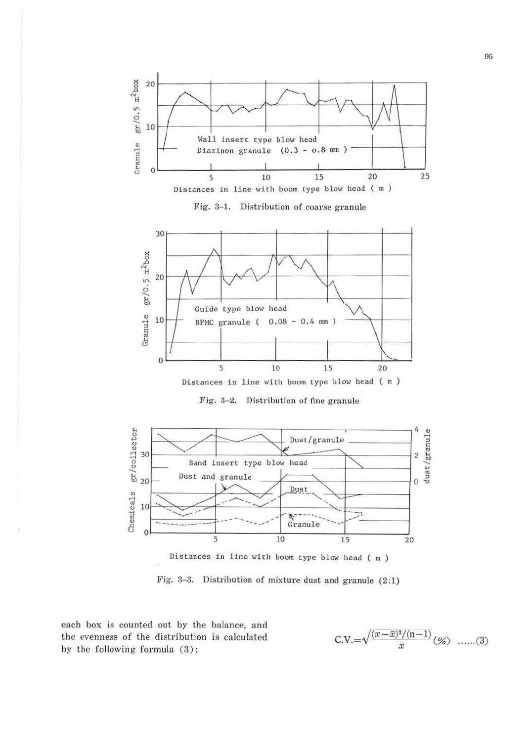Fig. 3–1. Distribution of coarse granule

Fig. 3–2. Distribution of fine granule

Fig. 3–3. Distribution of mixture dust and granule (2:1)

each box is counted out by the balance, and the evenness of the distribution is calculated by the following formula (3):

$$\mathrm{C.V.}=\frac{\sqrt{(x-\bar{x})^2/(n-1)}}{\bar{x}}\ (\%) \quad \text{......(3)}$$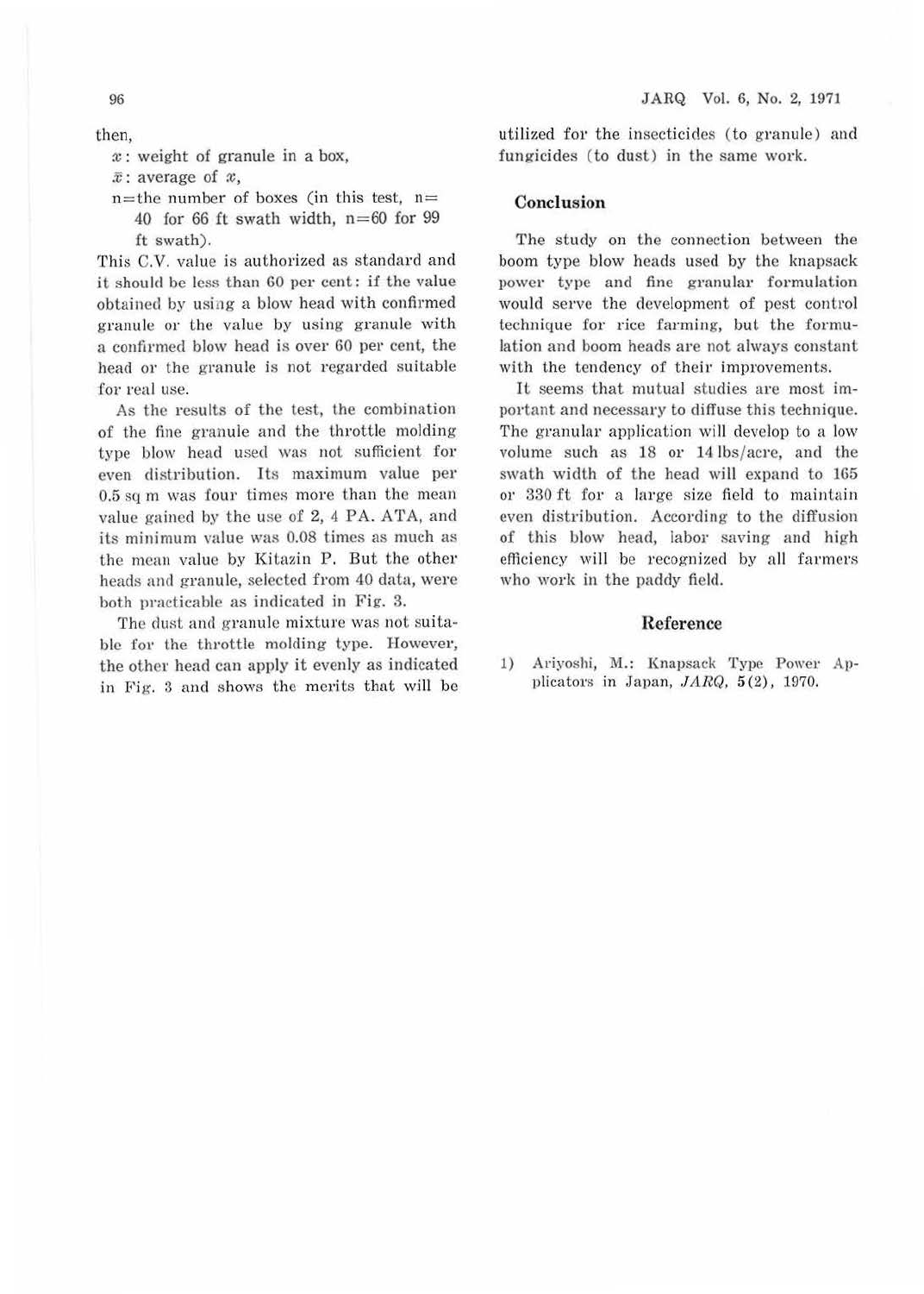then,

$x$: weight of granule in a box,

$\bar{x}$: average of $x$,

n=the number of boxes (in this test, n=40 for 66 ft swath width, n=60 for 99 ft swath).

This C.V. value is authorized as standard and it should be less than 60 per cent: if the value obtained by using a blow head with confirmed granule or the value by using granule with a confirmed blow head is over 60 per cent, the head or the granule is not regarded suitable for real use.

As the results of the test, the combination of the fine granule and the throttle molding type blow head used was not sufficient for even distribution. Its maximum value per 0.5 sq m was four times more than the mean value gained by the use of 2, 4 PA. ATA, and its minimum value was 0.08 times as much as the mean value by Kitazin P. But the other heads and granule, selected from 40 data, were both practicable as indicated in Fig. 3.

The dust and granule mixture was not suitable for the throttle molding type. However, the other head can apply it evenly as indicated in Fig. 3 and shows the merits that will be utilized for the insecticides (to granule) and fungicides (to dust) in the same work.

## Conclusion

The study on the connection between the boom type blow heads used by the knapsack power type and fine granular formulation would serve the development of pest control technique for rice farming, but the formulation and boom heads are not always constant with the tendency of their improvements.

It seems that mutual studies are most important and necessary to diffuse this technique. The granular application will develop to a low volume such as 18 or 14 lbs/acre, and the swath width of the head will expand to 165 or 330 ft for a large size field to maintain even distribution. According to the diffusion of this blow head, labor saving and high efficiency will be recognized by all farmers who work in the paddy field.

## Reference

1) Ariyoshi, M.: Knapsack Type Power Applicators in Japan, *JARQ*, 5(2), 1970.